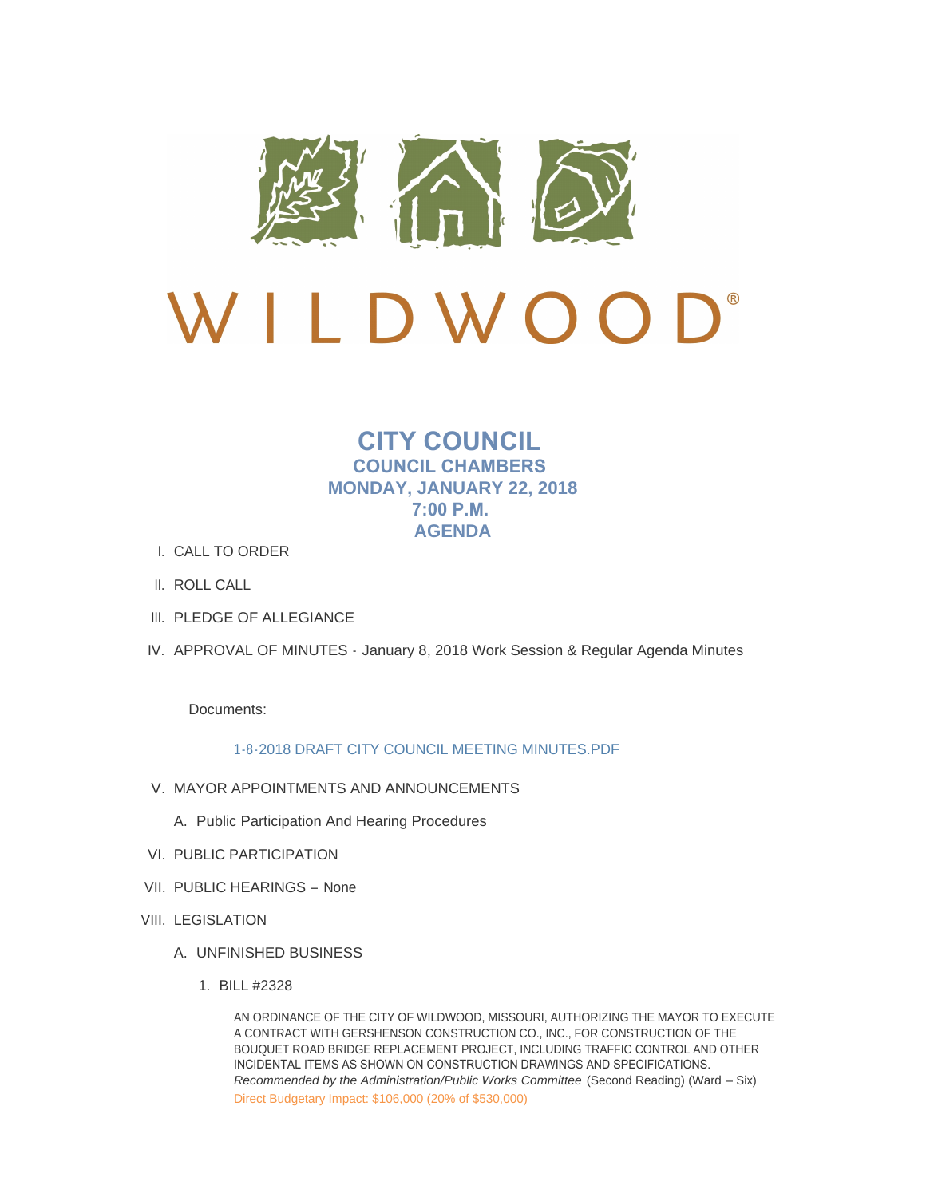WILDWOOD®

# CITY COUNCIL

## COUNCIL CHAMBERS
## MONDAY, JANUARY 22, 2018
## 7:00 P.M.
## AGENDA

I. CALL TO ORDER

II. ROLL CALL

III. PLEDGE OF ALLEGIANCE

IV. APPROVAL OF MINUTES - January 8, 2018 Work Session & Regular Agenda Minutes

Documents:

1-8-2018 DRAFT CITY COUNCIL MEETING MINUTES.PDF

V. MAYOR APPOINTMENTS AND ANNOUNCEMENTS

A. Public Participation And Hearing Procedures

VI. PUBLIC PARTICIPATION

VII. PUBLIC HEARINGS – None

VIII. LEGISLATION

A. UNFINISHED BUSINESS

1. BILL #2328

AN ORDINANCE OF THE CITY OF WILDWOOD, MISSOURI, AUTHORIZING THE MAYOR TO EXECUTE A CONTRACT WITH GERSHENSON CONSTRUCTION CO., INC., FOR CONSTRUCTION OF THE BOUQUET ROAD BRIDGE REPLACEMENT PROJECT, INCLUDING TRAFFIC CONTROL AND OTHER INCIDENTAL ITEMS AS SHOWN ON CONSTRUCTION DRAWINGS AND SPECIFICATIONS. *Recommended by the Administration/Public Works Committee* (Second Reading) (Ward – Six)
Direct Budgetary Impact: $106,000 (20% of $530,000)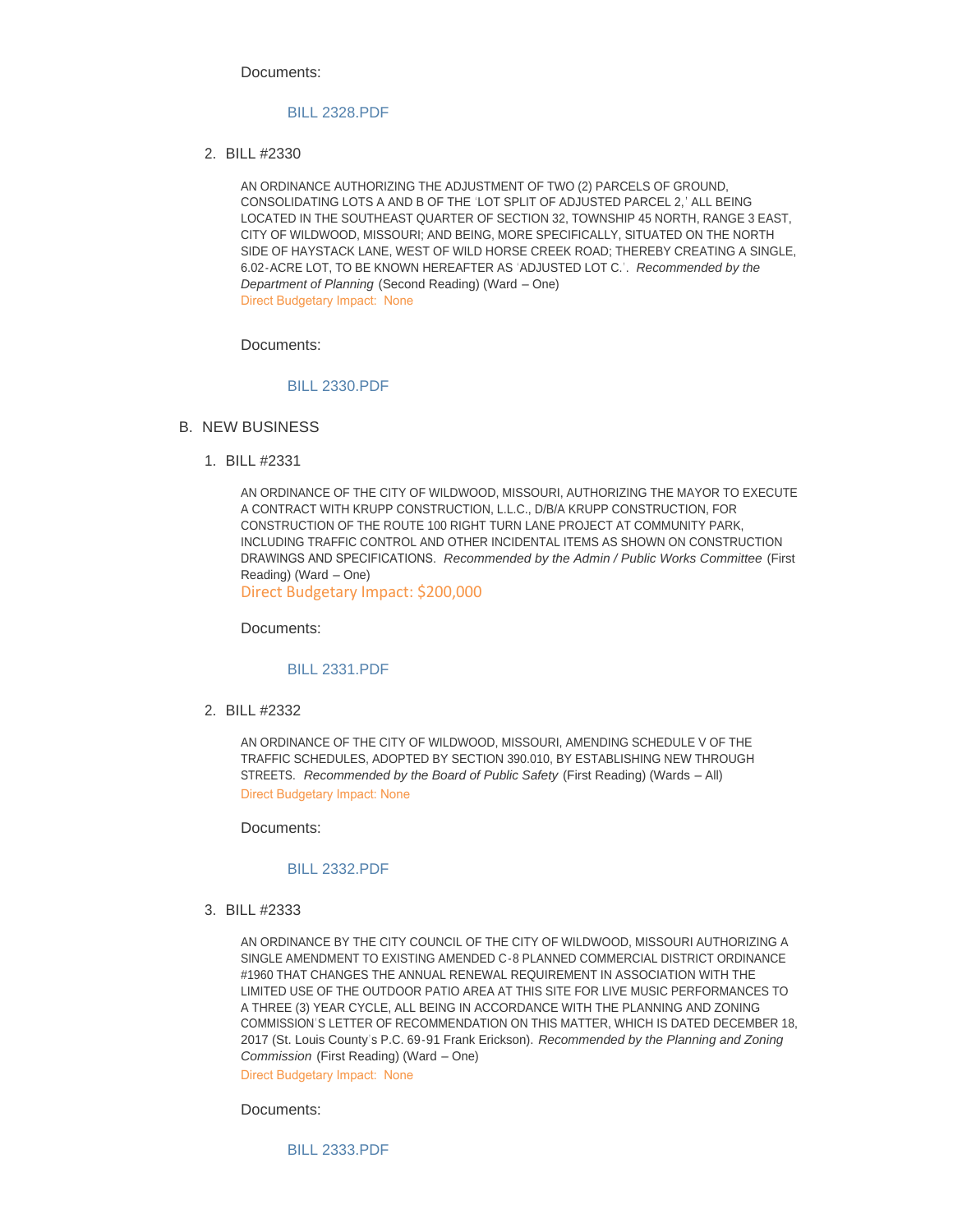Documents:

BILL 2328.PDF

2. BILL #2330

AN ORDINANCE AUTHORIZING THE ADJUSTMENT OF TWO (2) PARCELS OF GROUND, CONSOLIDATING LOTS A AND B OF THE 'LOT SPLIT OF ADJUSTED PARCEL 2,' ALL BEING LOCATED IN THE SOUTHEAST QUARTER OF SECTION 32, TOWNSHIP 45 NORTH, RANGE 3 EAST, CITY OF WILDWOOD, MISSOURI; AND BEING, MORE SPECIFICALLY, SITUATED ON THE NORTH SIDE OF HAYSTACK LANE, WEST OF WILD HORSE CREEK ROAD; THEREBY CREATING A SINGLE, 6.02-ACRE LOT, TO BE KNOWN HEREAFTER AS 'ADJUSTED LOT C.'. *Recommended by the Department of Planning* (Second Reading) (Ward – One)

Direct Budgetary Impact: None

Documents:

BILL 2330.PDF

B. NEW BUSINESS

1. BILL #2331

AN ORDINANCE OF THE CITY OF WILDWOOD, MISSOURI, AUTHORIZING THE MAYOR TO EXECUTE A CONTRACT WITH KRUPP CONSTRUCTION, L.L.C., D/B/A KRUPP CONSTRUCTION, FOR CONSTRUCTION OF THE ROUTE 100 RIGHT TURN LANE PROJECT AT COMMUNITY PARK, INCLUDING TRAFFIC CONTROL AND OTHER INCIDENTAL ITEMS AS SHOWN ON CONSTRUCTION DRAWINGS AND SPECIFICATIONS. *Recommended by the Admin / Public Works Committee* (First Reading) (Ward – One)

Direct Budgetary Impact: $200,000

Documents:

BILL 2331.PDF

2. BILL #2332

AN ORDINANCE OF THE CITY OF WILDWOOD, MISSOURI, AMENDING SCHEDULE V OF THE TRAFFIC SCHEDULES, ADOPTED BY SECTION 390.010, BY ESTABLISHING NEW THROUGH STREETS. *Recommended by the Board of Public Safety* (First Reading) (Wards – All)

Direct Budgetary Impact: None

Documents:

BILL 2332.PDF

3. BILL #2333

AN ORDINANCE BY THE CITY COUNCIL OF THE CITY OF WILDWOOD, MISSOURI AUTHORIZING A SINGLE AMENDMENT TO EXISTING AMENDED C-8 PLANNED COMMERCIAL DISTRICT ORDINANCE #1960 THAT CHANGES THE ANNUAL RENEWAL REQUIREMENT IN ASSOCIATION WITH THE LIMITED USE OF THE OUTDOOR PATIO AREA AT THIS SITE FOR LIVE MUSIC PERFORMANCES TO A THREE (3) YEAR CYCLE, ALL BEING IN ACCORDANCE WITH THE PLANNING AND ZONING COMMISSION'S LETTER OF RECOMMENDATION ON THIS MATTER, WHICH IS DATED DECEMBER 18, 2017 (St. Louis County's P.C. 69-91 Frank Erickson). *Recommended by the Planning and Zoning Commission* (First Reading) (Ward – One)

Direct Budgetary Impact: None

Documents:

BILL 2333.PDF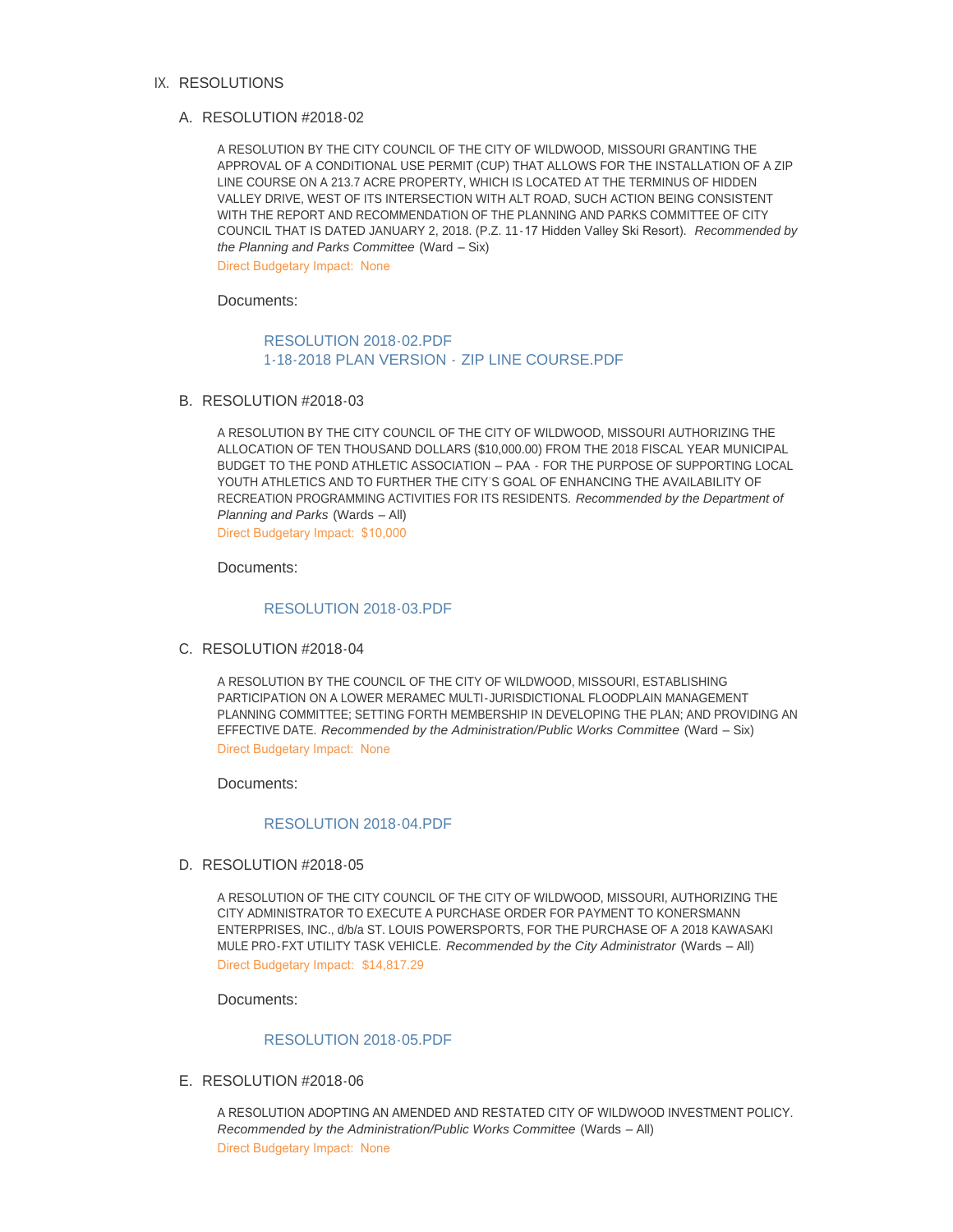## IX. RESOLUTIONS

### A. RESOLUTION #2018-02

A RESOLUTION BY THE CITY COUNCIL OF THE CITY OF WILDWOOD, MISSOURI GRANTING THE APPROVAL OF A CONDITIONAL USE PERMIT (CUP) THAT ALLOWS FOR THE INSTALLATION OF A ZIP LINE COURSE ON A 213.7 ACRE PROPERTY, WHICH IS LOCATED AT THE TERMINUS OF HIDDEN VALLEY DRIVE, WEST OF ITS INTERSECTION WITH ALT ROAD, SUCH ACTION BEING CONSISTENT WITH THE REPORT AND RECOMMENDATION OF THE PLANNING AND PARKS COMMITTEE OF CITY COUNCIL THAT IS DATED JANUARY 2, 2018. (P.Z. 11-17 Hidden Valley Ski Resort). *Recommended by the Planning and Parks Committee* (Ward – Six)

Direct Budgetary Impact: None

Documents:

RESOLUTION 2018-02.PDF
1-18-2018 PLAN VERSION - ZIP LINE COURSE.PDF

### B. RESOLUTION #2018-03

A RESOLUTION BY THE CITY COUNCIL OF THE CITY OF WILDWOOD, MISSOURI AUTHORIZING THE ALLOCATION OF TEN THOUSAND DOLLARS ($10,000.00) FROM THE 2018 FISCAL YEAR MUNICIPAL BUDGET TO THE POND ATHLETIC ASSOCIATION – PAA - FOR THE PURPOSE OF SUPPORTING LOCAL YOUTH ATHLETICS AND TO FURTHER THE CITY'S GOAL OF ENHANCING THE AVAILABILITY OF RECREATION PROGRAMMING ACTIVITIES FOR ITS RESIDENTS. *Recommended by the Department of Planning and Parks* (Wards – All)

Direct Budgetary Impact: $10,000

Documents:

RESOLUTION 2018-03.PDF

### C. RESOLUTION #2018-04

A RESOLUTION BY THE COUNCIL OF THE CITY OF WILDWOOD, MISSOURI, ESTABLISHING PARTICIPATION ON A LOWER MERAMEC MULTI-JURISDICTIONAL FLOODPLAIN MANAGEMENT PLANNING COMMITTEE; SETTING FORTH MEMBERSHIP IN DEVELOPING THE PLAN; AND PROVIDING AN EFFECTIVE DATE. *Recommended by the Administration/Public Works Committee* (Ward – Six)

Direct Budgetary Impact: None

Documents:

RESOLUTION 2018-04.PDF

### D. RESOLUTION #2018-05

A RESOLUTION OF THE CITY COUNCIL OF THE CITY OF WILDWOOD, MISSOURI, AUTHORIZING THE CITY ADMINISTRATOR TO EXECUTE A PURCHASE ORDER FOR PAYMENT TO KONERSMANN ENTERPRISES, INC., d/b/a ST. LOUIS POWERSPORTS, FOR THE PURCHASE OF A 2018 KAWASAKI MULE PRO-FXT UTILITY TASK VEHICLE. *Recommended by the City Administrator* (Wards – All)

Direct Budgetary Impact: $14,817.29

Documents:

RESOLUTION 2018-05.PDF

### E. RESOLUTION #2018-06

A RESOLUTION ADOPTING AN AMENDED AND RESTATED CITY OF WILDWOOD INVESTMENT POLICY. *Recommended by the Administration/Public Works Committee* (Wards – All)

Direct Budgetary Impact: None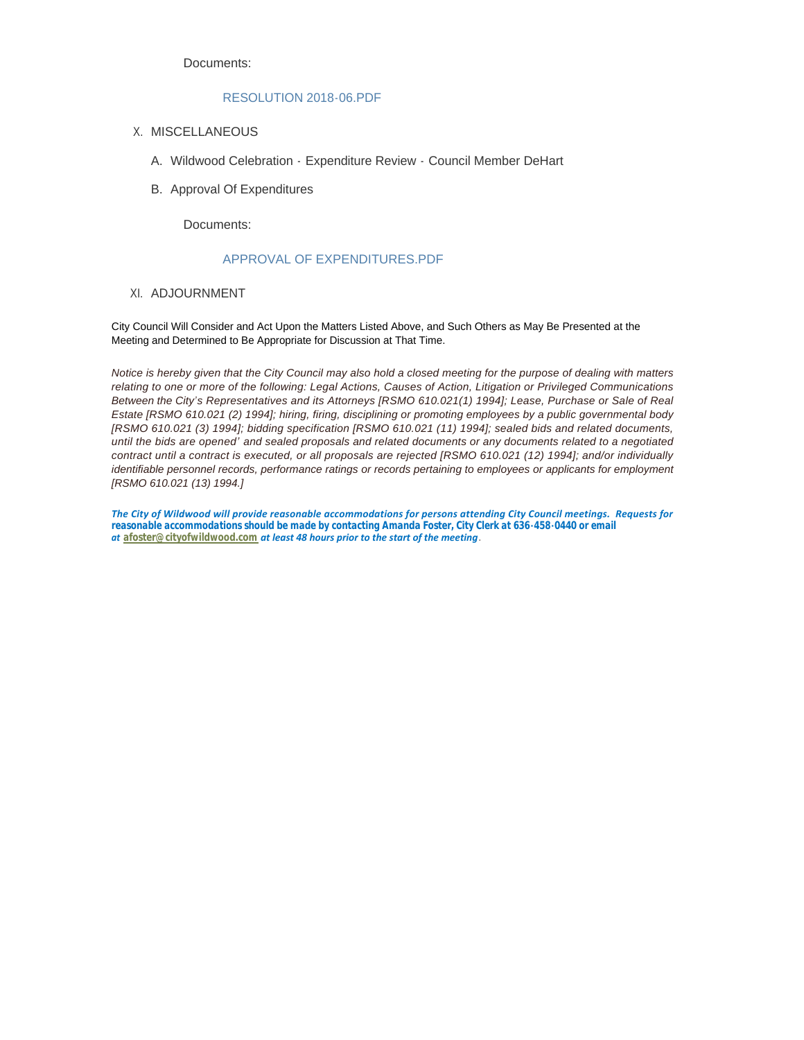Documents:

RESOLUTION 2018-06.PDF

X. MISCELLANEOUS

A. Wildwood Celebration - Expenditure Review - Council Member DeHart

B. Approval Of Expenditures

Documents:

APPROVAL OF EXPENDITURES.PDF

XI. ADJOURNMENT

City Council Will Consider and Act Upon the Matters Listed Above, and Such Others as May Be Presented at the Meeting and Determined to Be Appropriate for Discussion at That Time.

*Notice is hereby given that the City Council may also hold a closed meeting for the purpose of dealing with matters relating to one or more of the following: Legal Actions, Causes of Action, Litigation or Privileged Communications Between the City's Representatives and its Attorneys [RSMO 610.021(1) 1994]; Lease, Purchase or Sale of Real Estate [RSMO 610.021 (2) 1994]; hiring, firing, disciplining or promoting employees by a public governmental body [RSMO 610.021 (3) 1994]; bidding specification [RSMO 610.021 (11) 1994]; sealed bids and related documents, until the bids are opened' and sealed proposals and related documents or any documents related to a negotiated contract until a contract is executed, or all proposals are rejected [RSMO 610.021 (12) 1994]; and/or individually identifiable personnel records, performance ratings or records pertaining to employees or applicants for employment [RSMO 610.021 (13) 1994.]*

***The City of Wildwood will provide reasonable accommodations for persons attending City Council meetings. Requests for*** **reasonable accommodations should be made by contacting Amanda Foster, City Clerk at 636-458-0440 or email** ***at*** **afoster@cityofwildwood.com** ***at least 48 hours prior to the start of the meeting***.